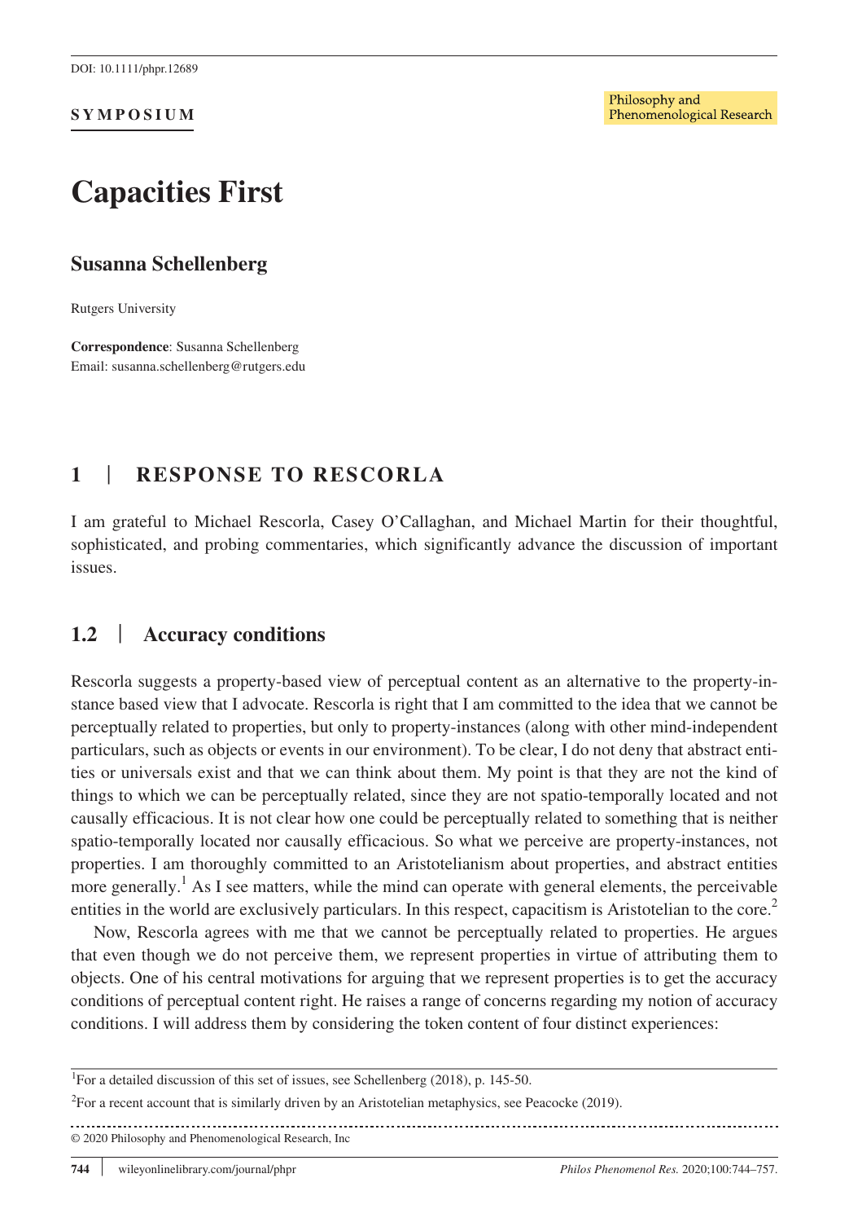# Capacities First

## Susanna Schellenberg

Rutgers University

**Correspondence**: Susanna Schellenberg
Email: susanna.schellenberg@rutgers.edu

## 1 | RESPONSE TO RESCORLA

I am grateful to Michael Rescorla, Casey O'Callaghan, and Michael Martin for their thoughtful, sophisticated, and probing commentaries, which significantly advance the discussion of important issues.

### 1.2 | Accuracy conditions

Rescorla suggests a property-based view of perceptual content as an alternative to the property-instance based view that I advocate. Rescorla is right that I am committed to the idea that we cannot be perceptually related to properties, but only to property-instances (along with other mind-independent particulars, such as objects or events in our environment). To be clear, I do not deny that abstract entities or universals exist and that we can think about them. My point is that they are not the kind of things to which we can be perceptually related, since they are not spatio-temporally located and not causally efficacious. It is not clear how one could be perceptually related to something that is neither spatio-temporally located nor causally efficacious. So what we perceive are property-instances, not properties. I am thoroughly committed to an Aristotelianism about properties, and abstract entities more generally.[1] As I see matters, while the mind can operate with general elements, the perceivable entities in the world are exclusively particulars. In this respect, capacitism is Aristotelian to the core.[2]

Now, Rescorla agrees with me that we cannot be perceptually related to properties. He argues that even though we do not perceive them, we represent properties in virtue of attributing them to objects. One of his central motivations for arguing that we represent properties is to get the accuracy conditions of perceptual content right. He raises a range of concerns regarding my notion of accuracy conditions. I will address them by considering the token content of four distinct experiences:

[1] For a detailed discussion of this set of issues, see Schellenberg (2018), p. 145-50.

[2] For a recent account that is similarly driven by an Aristotelian metaphysics, see Peacocke (2019).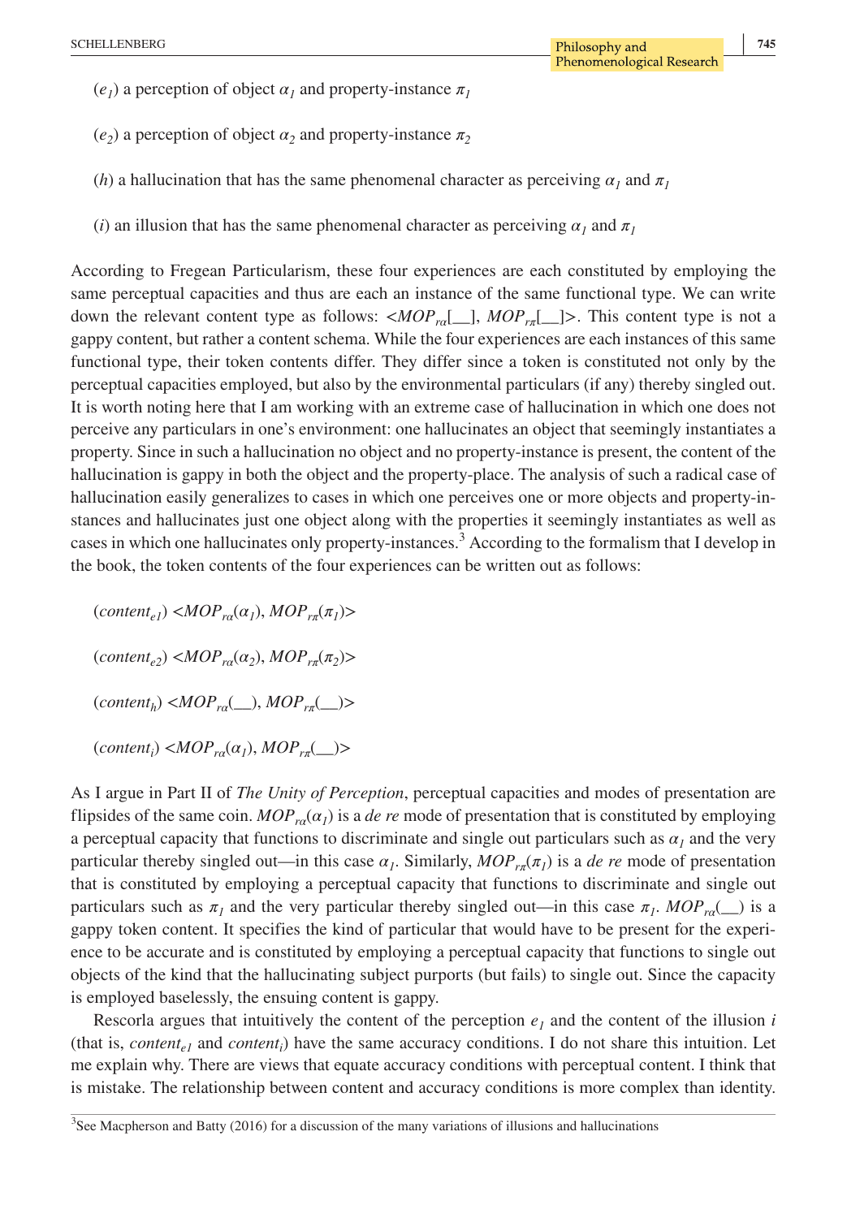($e_1$) a perception of object $\alpha_1$ and property-instance $\pi_1$

($e_2$) a perception of object $\alpha_2$ and property-instance $\pi_2$

($h$) a hallucination that has the same phenomenal character as perceiving $\alpha_1$ and $\pi_1$

($i$) an illusion that has the same phenomenal character as perceiving $\alpha_1$ and $\pi_1$

According to Fregean Particularism, these four experiences are each constituted by employing the same perceptual capacities and thus are each an instance of the same functional type. We can write down the relevant content type as follows: $<MOP_{r\alpha}[\_\_], MOP_{r\pi}[\_\_]>$. This content type is not a gappy content, but rather a content schema. While the four experiences are each instances of this same functional type, their token contents differ. They differ since a token is constituted not only by the perceptual capacities employed, but also by the environmental particulars (if any) thereby singled out. It is worth noting here that I am working with an extreme case of hallucination in which one does not perceive any particulars in one's environment: one hallucinates an object that seemingly instantiates a property. Since in such a hallucination no object and no property-instance is present, the content of the hallucination is gappy in both the object and the property-place. The analysis of such a radical case of hallucination easily generalizes to cases in which one perceives one or more objects and property-instances and hallucinates just one object along with the properties it seemingly instantiates as well as cases in which one hallucinates only property-instances.[3] According to the formalism that I develop in the book, the token contents of the four experiences can be written out as follows:

($content_{e1}$) $<MOP_{r\alpha}(\alpha_1), MOP_{r\pi}(\pi_1)>$

($content_{e2}$) $<MOP_{r\alpha}(\alpha_2), MOP_{r\pi}(\pi_2)>$

($content_h$) $<MOP_{r\alpha}(\_\_), MOP_{r\pi}(\_\_)>$

($content_i$) $<MOP_{r\alpha}(\alpha_1), MOP_{r\pi}(\_\_)>$

As I argue in Part II of *The Unity of Perception*, perceptual capacities and modes of presentation are flipsides of the same coin. $MOP_{r\alpha}(\alpha_1)$ is a *de re* mode of presentation that is constituted by employing a perceptual capacity that functions to discriminate and single out particulars such as $\alpha_1$ and the very particular thereby singled out—in this case $\alpha_1$. Similarly, $MOP_{r\pi}(\pi_1)$ is a *de re* mode of presentation that is constituted by employing a perceptual capacity that functions to discriminate and single out particulars such as $\pi_1$ and the very particular thereby singled out—in this case $\pi_1$. $MOP_{r\alpha}(\_\_)$ is a gappy token content. It specifies the kind of particular that would have to be present for the experience to be accurate and is constituted by employing a perceptual capacity that functions to single out objects of the kind that the hallucinating subject purports (but fails) to single out. Since the capacity is employed baselessly, the ensuing content is gappy.

Rescorla argues that intuitively the content of the perception $e_1$ and the content of the illusion $i$ (that is, $content_{e1}$ and $content_i$) have the same accuracy conditions. I do not share this intuition. Let me explain why. There are views that equate accuracy conditions with perceptual content. I think that is mistake. The relationship between content and accuracy conditions is more complex than identity.

[3] See Macpherson and Batty (2016) for a discussion of the many variations of illusions and hallucinations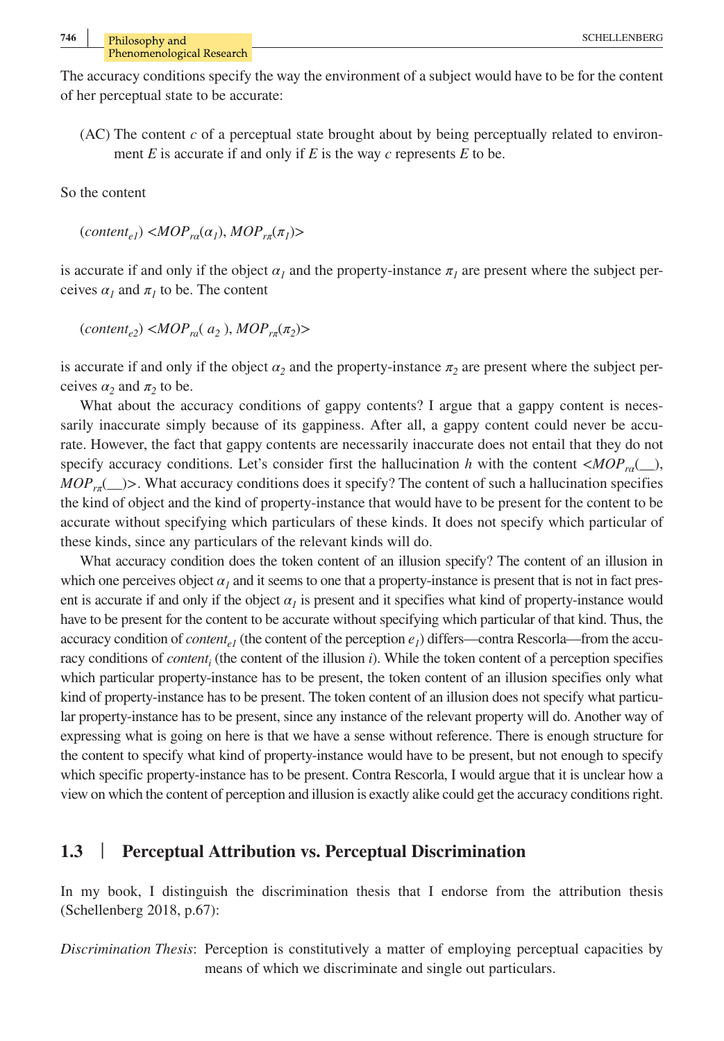The accuracy conditions specify the way the environment of a subject would have to be for the content of her perceptual state to be accurate:

(AC) The content $c$ of a perceptual state brought about by being perceptually related to environment $E$ is accurate if and only if $E$ is the way $c$ represents $E$ to be.

So the content

($content_{e1}$) $<MOP_{r\alpha}(\alpha_1), MOP_{r\pi}(\pi_1)>$

is accurate if and only if the object $\alpha_1$ and the property-instance $\pi_1$ are present where the subject perceives $\alpha_1$ and $\pi_1$ to be. The content

($content_{e2}$) $<MOP_{r\alpha}(a_2), MOP_{r\pi}(\pi_2)>$

is accurate if and only if the object $\alpha_2$ and the property-instance $\pi_2$ are present where the subject perceives $\alpha_2$ and $\pi_2$ to be.

What about the accuracy conditions of gappy contents? I argue that a gappy content is necessarily inaccurate simply because of its gappiness. After all, a gappy content could never be accurate. However, the fact that gappy contents are necessarily inaccurate does not entail that they do not specify accuracy conditions. Let's consider first the hallucination $h$ with the content $<MOP_{r\alpha}(\_\_), MOP_{r\pi}(\_\_)>$. What accuracy conditions does it specify? The content of such a hallucination specifies the kind of object and the kind of property-instance that would have to be present for the content to be accurate without specifying which particulars of these kinds. It does not specify which particular of these kinds, since any particulars of the relevant kinds will do.

What accuracy condition does the token content of an illusion specify? The content of an illusion in which one perceives object $\alpha_1$ and it seems to one that a property-instance is present that is not in fact present is accurate if and only if the object $\alpha_1$ is present and it specifies what kind of property-instance would have to be present for the content to be accurate without specifying which particular of that kind. Thus, the accuracy condition of $content_{e1}$ (the content of the perception $e_1$) differs—contra Rescorla—from the accuracy conditions of $content_i$ (the content of the illusion $i$). While the token content of a perception specifies which particular property-instance has to be present, the token content of an illusion specifies only what kind of property-instance has to be present. The token content of an illusion does not specify what particular property-instance has to be present, since any instance of the relevant property will do. Another way of expressing what is going on here is that we have a sense without reference. There is enough structure for the content to specify what kind of property-instance would have to be present, but not enough to specify which specific property-instance has to be present. Contra Rescorla, I would argue that it is unclear how a view on which the content of perception and illusion is exactly alike could get the accuracy conditions right.

## 1.3 | Perceptual Attribution vs. Perceptual Discrimination

In my book, I distinguish the discrimination thesis that I endorse from the attribution thesis (Schellenberg 2018, p.67):

*Discrimination Thesis*: Perception is constitutively a matter of employing perceptual capacities by means of which we discriminate and single out particulars.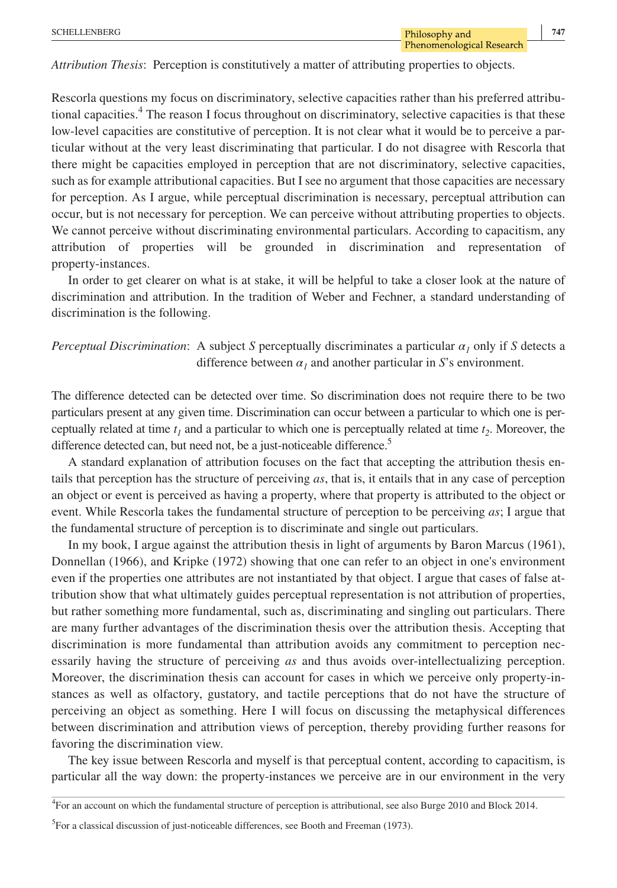*Attribution Thesis*: Perception is constitutively a matter of attributing properties to objects.

Rescorla questions my focus on discriminatory, selective capacities rather than his preferred attributional capacities.[4] The reason I focus throughout on discriminatory, selective capacities is that these low-level capacities are constitutive of perception. It is not clear what it would be to perceive a particular without at the very least discriminating that particular. I do not disagree with Rescorla that there might be capacities employed in perception that are not discriminatory, selective capacities, such as for example attributional capacities. But I see no argument that those capacities are necessary for perception. As I argue, while perceptual discrimination is necessary, perceptual attribution can occur, but is not necessary for perception. We can perceive without attributing properties to objects. We cannot perceive without discriminating environmental particulars. According to capacitism, any attribution of properties will be grounded in discrimination and representation of property-instances.

In order to get clearer on what is at stake, it will be helpful to take a closer look at the nature of discrimination and attribution. In the tradition of Weber and Fechner, a standard understanding of discrimination is the following.

*Perceptual Discrimination*: A subject $S$ perceptually discriminates a particular $\alpha_1$ only if $S$ detects a difference between $\alpha_1$ and another particular in $S$'s environment.

The difference detected can be detected over time. So discrimination does not require there to be two particulars present at any given time. Discrimination can occur between a particular to which one is perceptually related at time $t_1$ and a particular to which one is perceptually related at time $t_2$. Moreover, the difference detected can, but need not, be a just-noticeable difference.[5]

A standard explanation of attribution focuses on the fact that accepting the attribution thesis entails that perception has the structure of perceiving *as*, that is, it entails that in any case of perception an object or event is perceived as having a property, where that property is attributed to the object or event. While Rescorla takes the fundamental structure of perception to be perceiving *as*; I argue that the fundamental structure of perception is to discriminate and single out particulars.

In my book, I argue against the attribution thesis in light of arguments by Baron Marcus (1961), Donnellan (1966), and Kripke (1972) showing that one can refer to an object in one's environment even if the properties one attributes are not instantiated by that object. I argue that cases of false attribution show that what ultimately guides perceptual representation is not attribution of properties, but rather something more fundamental, such as, discriminating and singling out particulars. There are many further advantages of the discrimination thesis over the attribution thesis. Accepting that discrimination is more fundamental than attribution avoids any commitment to perception necessarily having the structure of perceiving *as* and thus avoids over-intellectualizing perception. Moreover, the discrimination thesis can account for cases in which we perceive only property-instances as well as olfactory, gustatory, and tactile perceptions that do not have the structure of perceiving an object as something. Here I will focus on discussing the metaphysical differences between discrimination and attribution views of perception, thereby providing further reasons for favoring the discrimination view.

The key issue between Rescorla and myself is that perceptual content, according to capacitism, is particular all the way down: the property-instances we perceive are in our environment in the very

[4]For an account on which the fundamental structure of perception is attributional, see also Burge 2010 and Block 2014.

[5]For a classical discussion of just-noticeable differences, see Booth and Freeman (1973).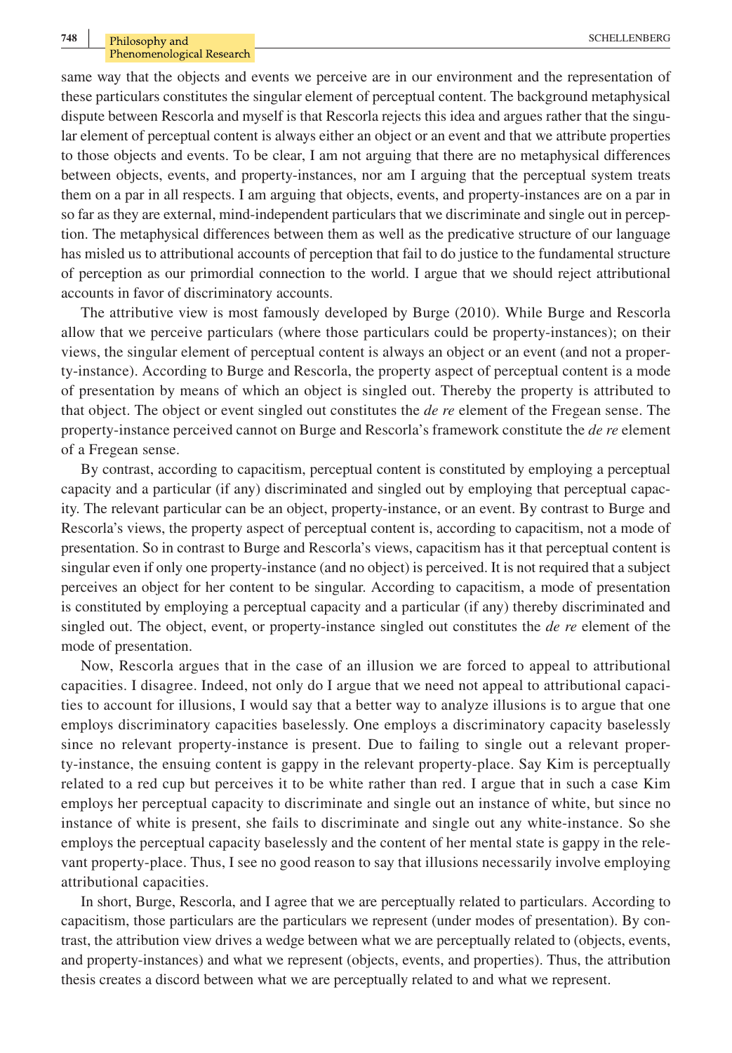same way that the objects and events we perceive are in our environment and the representation of these particulars constitutes the singular element of perceptual content. The background metaphysical dispute between Rescorla and myself is that Rescorla rejects this idea and argues rather that the singular element of perceptual content is always either an object or an event and that we attribute properties to those objects and events. To be clear, I am not arguing that there are no metaphysical differences between objects, events, and property-instances, nor am I arguing that the perceptual system treats them on a par in all respects. I am arguing that objects, events, and property-instances are on a par in so far as they are external, mind-independent particulars that we discriminate and single out in perception. The metaphysical differences between them as well as the predicative structure of our language has misled us to attributional accounts of perception that fail to do justice to the fundamental structure of perception as our primordial connection to the world. I argue that we should reject attributional accounts in favor of discriminatory accounts.

The attributive view is most famously developed by Burge (2010). While Burge and Rescorla allow that we perceive particulars (where those particulars could be property-instances); on their views, the singular element of perceptual content is always an object or an event (and not a property-instance). According to Burge and Rescorla, the property aspect of perceptual content is a mode of presentation by means of which an object is singled out. Thereby the property is attributed to that object. The object or event singled out constitutes the *de re* element of the Fregean sense. The property-instance perceived cannot on Burge and Rescorla's framework constitute the *de re* element of a Fregean sense.

By contrast, according to capacitism, perceptual content is constituted by employing a perceptual capacity and a particular (if any) discriminated and singled out by employing that perceptual capacity. The relevant particular can be an object, property-instance, or an event. By contrast to Burge and Rescorla's views, the property aspect of perceptual content is, according to capacitism, not a mode of presentation. So in contrast to Burge and Rescorla's views, capacitism has it that perceptual content is singular even if only one property-instance (and no object) is perceived. It is not required that a subject perceives an object for her content to be singular. According to capacitism, a mode of presentation is constituted by employing a perceptual capacity and a particular (if any) thereby discriminated and singled out. The object, event, or property-instance singled out constitutes the *de re* element of the mode of presentation.

Now, Rescorla argues that in the case of an illusion we are forced to appeal to attributional capacities. I disagree. Indeed, not only do I argue that we need not appeal to attributional capacities to account for illusions, I would say that a better way to analyze illusions is to argue that one employs discriminatory capacities baselessly. One employs a discriminatory capacity baselessly since no relevant property-instance is present. Due to failing to single out a relevant property-instance, the ensuing content is gappy in the relevant property-place. Say Kim is perceptually related to a red cup but perceives it to be white rather than red. I argue that in such a case Kim employs her perceptual capacity to discriminate and single out an instance of white, but since no instance of white is present, she fails to discriminate and single out any white-instance. So she employs the perceptual capacity baselessly and the content of her mental state is gappy in the relevant property-place. Thus, I see no good reason to say that illusions necessarily involve employing attributional capacities.

In short, Burge, Rescorla, and I agree that we are perceptually related to particulars. According to capacitism, those particulars are the particulars we represent (under modes of presentation). By contrast, the attribution view drives a wedge between what we are perceptually related to (objects, events, and property-instances) and what we represent (objects, events, and properties). Thus, the attribution thesis creates a discord between what we are perceptually related to and what we represent.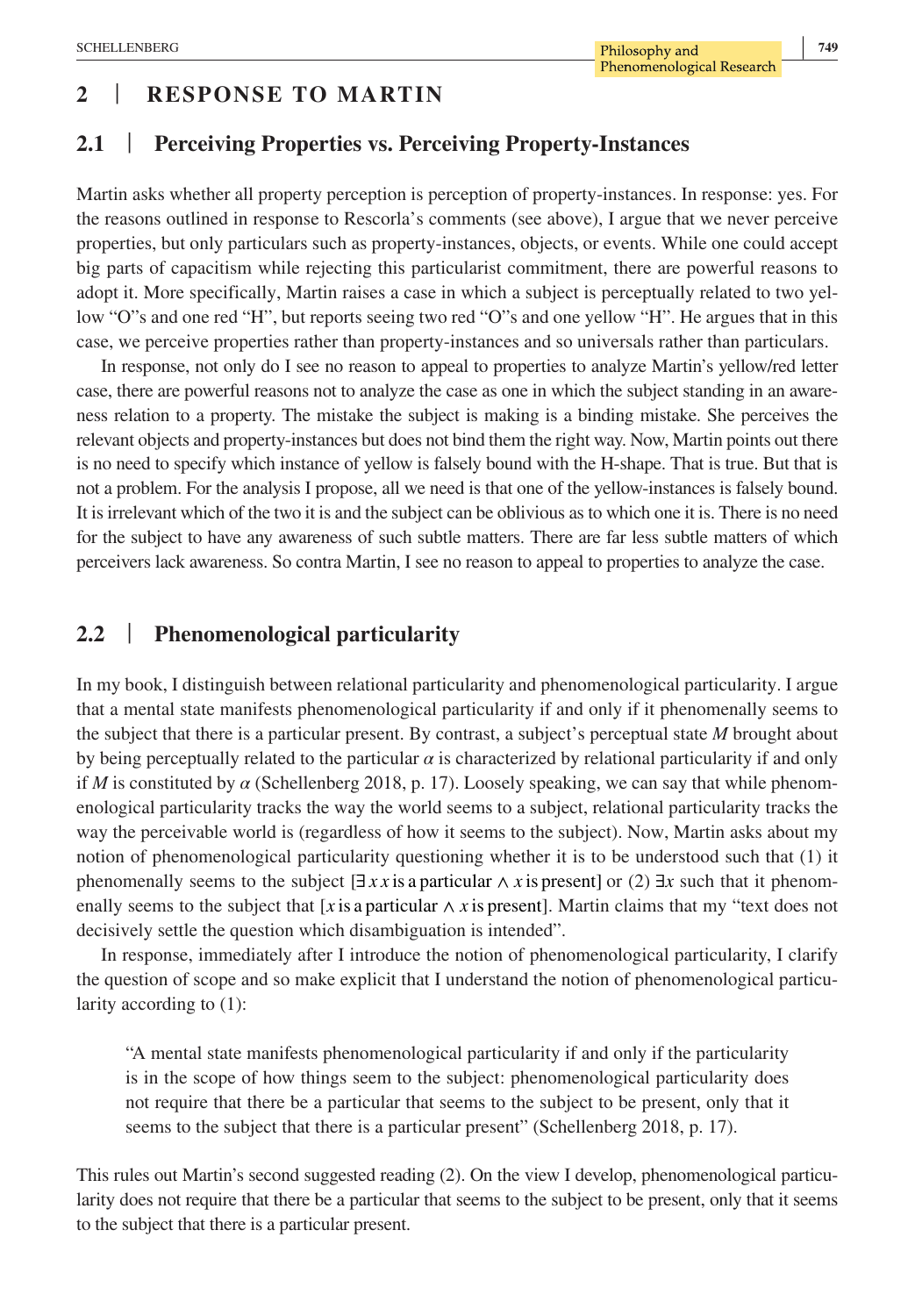## 2 | RESPONSE TO MARTIN

### 2.1 | Perceiving Properties vs. Perceiving Property-Instances

Martin asks whether all property perception is perception of property-instances. In response: yes. For the reasons outlined in response to Rescorla's comments (see above), I argue that we never perceive properties, but only particulars such as property-instances, objects, or events. While one could accept big parts of capacitism while rejecting this particularist commitment, there are powerful reasons to adopt it. More specifically, Martin raises a case in which a subject is perceptually related to two yellow "O"s and one red "H", but reports seeing two red "O"s and one yellow "H". He argues that in this case, we perceive properties rather than property-instances and so universals rather than particulars.

In response, not only do I see no reason to appeal to properties to analyze Martin's yellow/red letter case, there are powerful reasons not to analyze the case as one in which the subject standing in an awareness relation to a property. The mistake the subject is making is a binding mistake. She perceives the relevant objects and property-instances but does not bind them the right way. Now, Martin points out there is no need to specify which instance of yellow is falsely bound with the H-shape. That is true. But that is not a problem. For the analysis I propose, all we need is that one of the yellow-instances is falsely bound. It is irrelevant which of the two it is and the subject can be oblivious as to which one it is. There is no need for the subject to have any awareness of such subtle matters. There are far less subtle matters of which perceivers lack awareness. So contra Martin, I see no reason to appeal to properties to analyze the case.

### 2.2 | Phenomenological particularity

In my book, I distinguish between relational particularity and phenomenological particularity. I argue that a mental state manifests phenomenological particularity if and only if it phenomenally seems to the subject that there is a particular present. By contrast, a subject's perceptual state *M* brought about by being perceptually related to the particular $\alpha$ is characterized by relational particularity if and only if *M* is constituted by $\alpha$ (Schellenberg 2018, p. 17). Loosely speaking, we can say that while phenomenological particularity tracks the way the world seems to a subject, relational particularity tracks the way the perceivable world is (regardless of how it seems to the subject). Now, Martin asks about my notion of phenomenological particularity questioning whether it is to be understood such that (1) it phenomenally seems to the subject $[\exists x\, x \text{ is a particular} \land x \text{ is present}]$ or (2) $\exists x$ such that it phenomenally seems to the subject that $[x \text{ is a particular} \land x \text{ is present}]$. Martin claims that my "text does not decisively settle the question which disambiguation is intended".

In response, immediately after I introduce the notion of phenomenological particularity, I clarify the question of scope and so make explicit that I understand the notion of phenomenological particularity according to (1):

> "A mental state manifests phenomenological particularity if and only if the particularity is in the scope of how things seem to the subject: phenomenological particularity does not require that there be a particular that seems to the subject to be present, only that it seems to the subject that there is a particular present" (Schellenberg 2018, p. 17).

This rules out Martin's second suggested reading (2). On the view I develop, phenomenological particularity does not require that there be a particular that seems to the subject to be present, only that it seems to the subject that there is a particular present.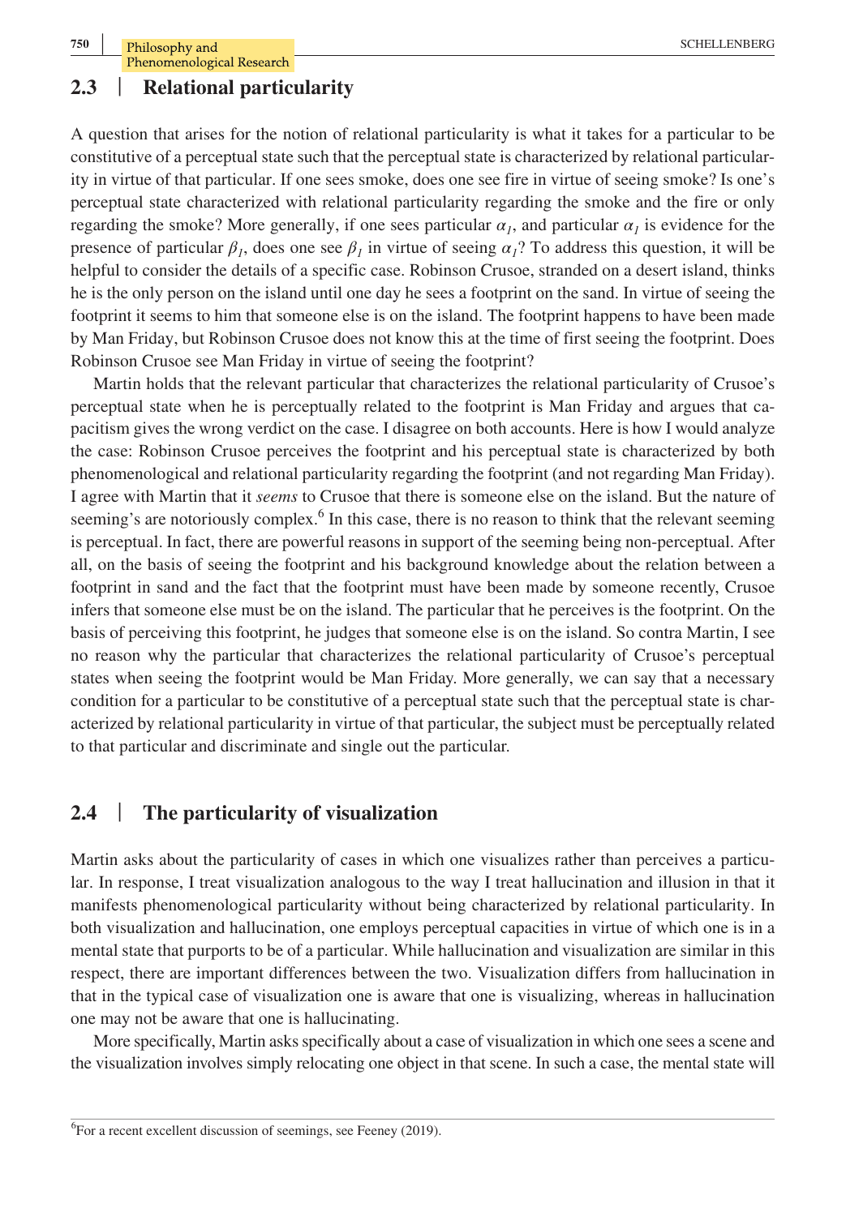## 2.3 | Relational particularity

A question that arises for the notion of relational particularity is what it takes for a particular to be constitutive of a perceptual state such that the perceptual state is characterized by relational particularity in virtue of that particular. If one sees smoke, does one see fire in virtue of seeing smoke? Is one's perceptual state characterized with relational particularity regarding the smoke and the fire or only regarding the smoke? More generally, if one sees particular $\alpha_1$, and particular $\alpha_1$ is evidence for the presence of particular $\beta_1$, does one see $\beta_1$ in virtue of seeing $\alpha_1$? To address this question, it will be helpful to consider the details of a specific case. Robinson Crusoe, stranded on a desert island, thinks he is the only person on the island until one day he sees a footprint on the sand. In virtue of seeing the footprint it seems to him that someone else is on the island. The footprint happens to have been made by Man Friday, but Robinson Crusoe does not know this at the time of first seeing the footprint. Does Robinson Crusoe see Man Friday in virtue of seeing the footprint?

Martin holds that the relevant particular that characterizes the relational particularity of Crusoe's perceptual state when he is perceptually related to the footprint is Man Friday and argues that capacitism gives the wrong verdict on the case. I disagree on both accounts. Here is how I would analyze the case: Robinson Crusoe perceives the footprint and his perceptual state is characterized by both phenomenological and relational particularity regarding the footprint (and not regarding Man Friday). I agree with Martin that it *seems* to Crusoe that there is someone else on the island. But the nature of seeming's are notoriously complex.[6] In this case, there is no reason to think that the relevant seeming is perceptual. In fact, there are powerful reasons in support of the seeming being non-perceptual. After all, on the basis of seeing the footprint and his background knowledge about the relation between a footprint in sand and the fact that the footprint must have been made by someone recently, Crusoe infers that someone else must be on the island. The particular that he perceives is the footprint. On the basis of perceiving this footprint, he judges that someone else is on the island. So contra Martin, I see no reason why the particular that characterizes the relational particularity of Crusoe's perceptual states when seeing the footprint would be Man Friday. More generally, we can say that a necessary condition for a particular to be constitutive of a perceptual state such that the perceptual state is characterized by relational particularity in virtue of that particular, the subject must be perceptually related to that particular and discriminate and single out the particular.

## 2.4 | The particularity of visualization

Martin asks about the particularity of cases in which one visualizes rather than perceives a particular. In response, I treat visualization analogous to the way I treat hallucination and illusion in that it manifests phenomenological particularity without being characterized by relational particularity. In both visualization and hallucination, one employs perceptual capacities in virtue of which one is in a mental state that purports to be of a particular. While hallucination and visualization are similar in this respect, there are important differences between the two. Visualization differs from hallucination in that in the typical case of visualization one is aware that one is visualizing, whereas in hallucination one may not be aware that one is hallucinating.

More specifically, Martin asks specifically about a case of visualization in which one sees a scene and the visualization involves simply relocating one object in that scene. In such a case, the mental state will

[6] For a recent excellent discussion of seemings, see Feeney (2019).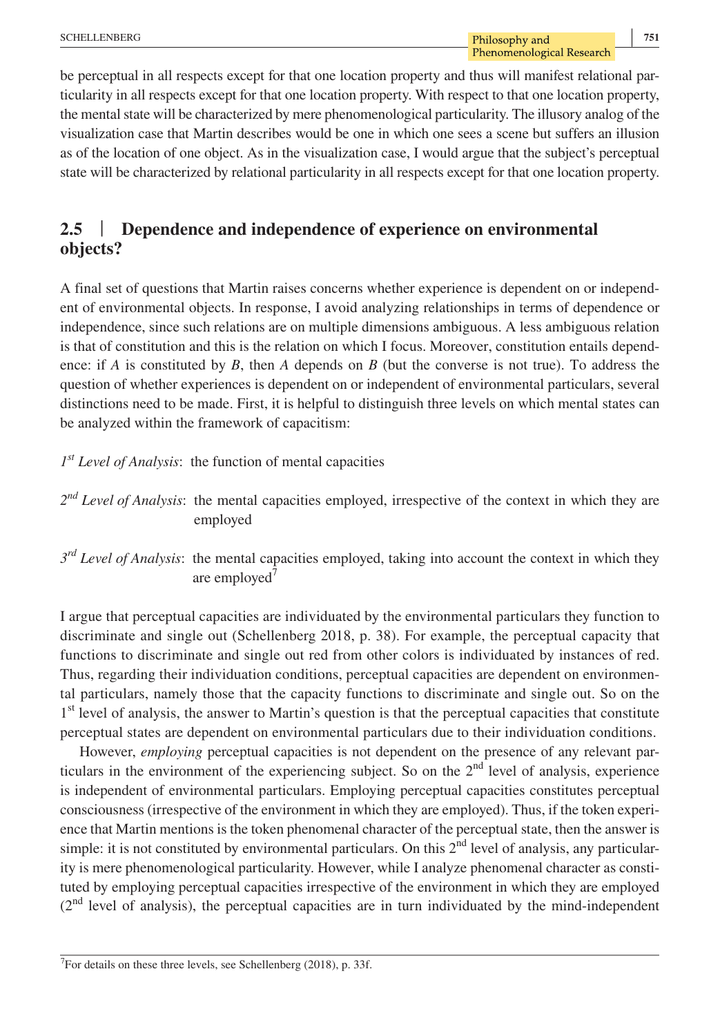be perceptual in all respects except for that one location property and thus will manifest relational particularity in all respects except for that one location property. With respect to that one location property, the mental state will be characterized by mere phenomenological particularity. The illusory analog of the visualization case that Martin describes would be one in which one sees a scene but suffers an illusion as of the location of one object. As in the visualization case, I would argue that the subject's perceptual state will be characterized by relational particularity in all respects except for that one location property.

## 2.5 | Dependence and independence of experience on environmental objects?

A final set of questions that Martin raises concerns whether experience is dependent on or independent of environmental objects. In response, I avoid analyzing relationships in terms of dependence or independence, since such relations are on multiple dimensions ambiguous. A less ambiguous relation is that of constitution and this is the relation on which I focus. Moreover, constitution entails dependence: if *A* is constituted by *B*, then *A* depends on *B* (but the converse is not true). To address the question of whether experiences is dependent on or independent of environmental particulars, several distinctions need to be made. First, it is helpful to distinguish three levels on which mental states can be analyzed within the framework of capacitism:

*1st Level of Analysis*: the function of mental capacities

*2nd Level of Analysis*: the mental capacities employed, irrespective of the context in which they are employed

*3rd Level of Analysis*: the mental capacities employed, taking into account the context in which they are employed[7]

I argue that perceptual capacities are individuated by the environmental particulars they function to discriminate and single out (Schellenberg 2018, p. 38). For example, the perceptual capacity that functions to discriminate and single out red from other colors is individuated by instances of red. Thus, regarding their individuation conditions, perceptual capacities are dependent on environmental particulars, namely those that the capacity functions to discriminate and single out. So on the 1st level of analysis, the answer to Martin's question is that the perceptual capacities that constitute perceptual states are dependent on environmental particulars due to their individuation conditions.

However, *employing* perceptual capacities is not dependent on the presence of any relevant particulars in the environment of the experiencing subject. So on the 2nd level of analysis, experience is independent of environmental particulars. Employing perceptual capacities constitutes perceptual consciousness (irrespective of the environment in which they are employed). Thus, if the token experience that Martin mentions is the token phenomenal character of the perceptual state, then the answer is simple: it is not constituted by environmental particulars. On this 2nd level of analysis, any particularity is mere phenomenological particularity. However, while I analyze phenomenal character as constituted by employing perceptual capacities irrespective of the environment in which they are employed (2nd level of analysis), the perceptual capacities are in turn individuated by the mind-independent

[7]For details on these three levels, see Schellenberg (2018), p. 33f.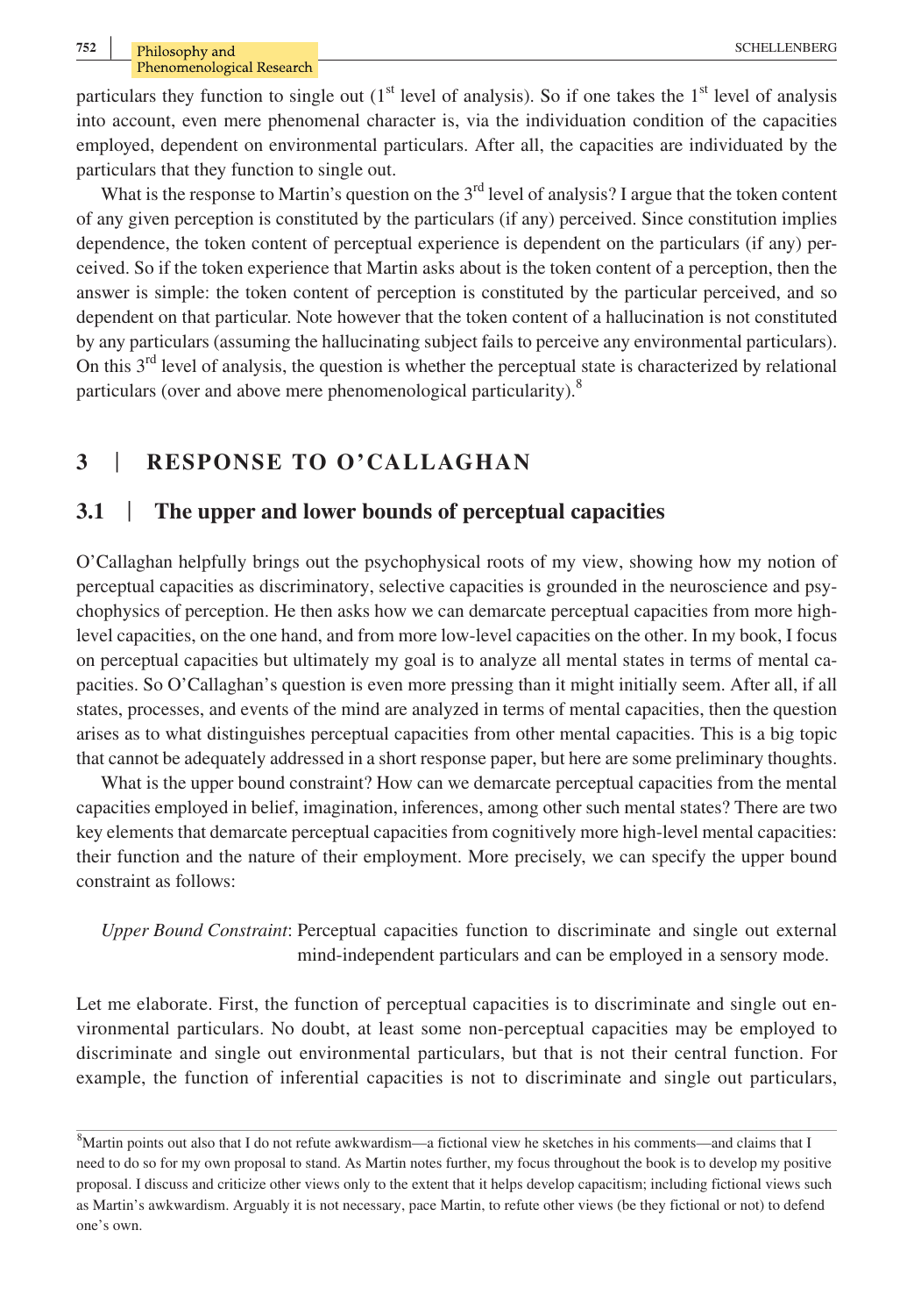particulars they function to single out (1st level of analysis). So if one takes the 1st level of analysis into account, even mere phenomenal character is, via the individuation condition of the capacities employed, dependent on environmental particulars. After all, the capacities are individuated by the particulars that they function to single out.

What is the response to Martin's question on the 3rd level of analysis? I argue that the token content of any given perception is constituted by the particulars (if any) perceived. Since constitution implies dependence, the token content of perceptual experience is dependent on the particulars (if any) perceived. So if the token experience that Martin asks about is the token content of a perception, then the answer is simple: the token content of perception is constituted by the particular perceived, and so dependent on that particular. Note however that the token content of a hallucination is not constituted by any particulars (assuming the hallucinating subject fails to perceive any environmental particulars). On this 3rd level of analysis, the question is whether the perceptual state is characterized by relational particulars (over and above mere phenomenological particularity).[8]

## 3 | RESPONSE TO O'CALLAGHAN

### 3.1 | The upper and lower bounds of perceptual capacities

O'Callaghan helpfully brings out the psychophysical roots of my view, showing how my notion of perceptual capacities as discriminatory, selective capacities is grounded in the neuroscience and psychophysics of perception. He then asks how we can demarcate perceptual capacities from more high-level capacities, on the one hand, and from more low-level capacities on the other. In my book, I focus on perceptual capacities but ultimately my goal is to analyze all mental states in terms of mental capacities. So O'Callaghan's question is even more pressing than it might initially seem. After all, if all states, processes, and events of the mind are analyzed in terms of mental capacities, then the question arises as to what distinguishes perceptual capacities from other mental capacities. This is a big topic that cannot be adequately addressed in a short response paper, but here are some preliminary thoughts.

What is the upper bound constraint? How can we demarcate perceptual capacities from the mental capacities employed in belief, imagination, inferences, among other such mental states? There are two key elements that demarcate perceptual capacities from cognitively more high-level mental capacities: their function and the nature of their employment. More precisely, we can specify the upper bound constraint as follows:

> *Upper Bound Constraint*: Perceptual capacities function to discriminate and single out external mind-independent particulars and can be employed in a sensory mode.

Let me elaborate. First, the function of perceptual capacities is to discriminate and single out environmental particulars. No doubt, at least some non-perceptual capacities may be employed to discriminate and single out environmental particulars, but that is not their central function. For example, the function of inferential capacities is not to discriminate and single out particulars,

[8] Martin points out also that I do not refute awkwardism—a fictional view he sketches in his comments—and claims that I need to do so for my own proposal to stand. As Martin notes further, my focus throughout the book is to develop my positive proposal. I discuss and criticize other views only to the extent that it helps develop capacitism; including fictional views such as Martin's awkwardism. Arguably it is not necessary, pace Martin, to refute other views (be they fictional or not) to defend one's own.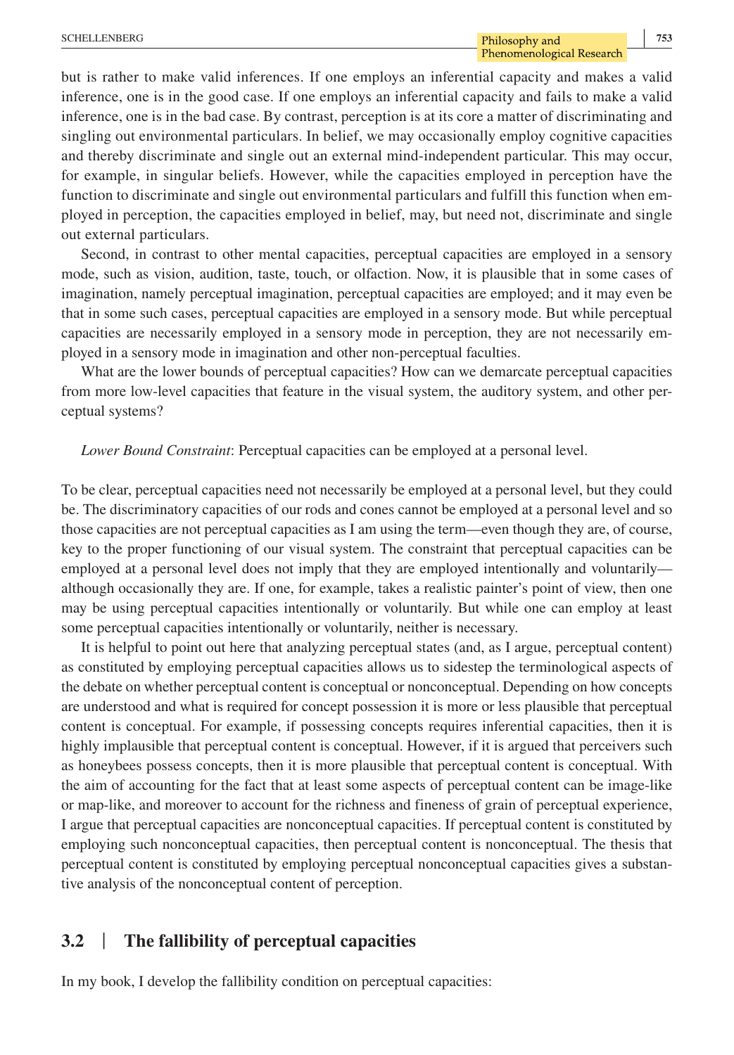but is rather to make valid inferences. If one employs an inferential capacity and makes a valid inference, one is in the good case. If one employs an inferential capacity and fails to make a valid inference, one is in the bad case. By contrast, perception is at its core a matter of discriminating and singling out environmental particulars. In belief, we may occasionally employ cognitive capacities and thereby discriminate and single out an external mind-independent particular. This may occur, for example, in singular beliefs. However, while the capacities employed in perception have the function to discriminate and single out environmental particulars and fulfill this function when employed in perception, the capacities employed in belief, may, but need not, discriminate and single out external particulars.

Second, in contrast to other mental capacities, perceptual capacities are employed in a sensory mode, such as vision, audition, taste, touch, or olfaction. Now, it is plausible that in some cases of imagination, namely perceptual imagination, perceptual capacities are employed; and it may even be that in some such cases, perceptual capacities are employed in a sensory mode. But while perceptual capacities are necessarily employed in a sensory mode in perception, they are not necessarily employed in a sensory mode in imagination and other non-perceptual faculties.

What are the lower bounds of perceptual capacities? How can we demarcate perceptual capacities from more low-level capacities that feature in the visual system, the auditory system, and other perceptual systems?

*Lower Bound Constraint*: Perceptual capacities can be employed at a personal level.

To be clear, perceptual capacities need not necessarily be employed at a personal level, but they could be. The discriminatory capacities of our rods and cones cannot be employed at a personal level and so those capacities are not perceptual capacities as I am using the term—even though they are, of course, key to the proper functioning of our visual system. The constraint that perceptual capacities can be employed at a personal level does not imply that they are employed intentionally and voluntarily—although occasionally they are. If one, for example, takes a realistic painter's point of view, then one may be using perceptual capacities intentionally or voluntarily. But while one can employ at least some perceptual capacities intentionally or voluntarily, neither is necessary.

It is helpful to point out here that analyzing perceptual states (and, as I argue, perceptual content) as constituted by employing perceptual capacities allows us to sidestep the terminological aspects of the debate on whether perceptual content is conceptual or nonconceptual. Depending on how concepts are understood and what is required for concept possession it is more or less plausible that perceptual content is conceptual. For example, if possessing concepts requires inferential capacities, then it is highly implausible that perceptual content is conceptual. However, if it is argued that perceivers such as honeybees possess concepts, then it is more plausible that perceptual content is conceptual. With the aim of accounting for the fact that at least some aspects of perceptual content can be image-like or map-like, and moreover to account for the richness and fineness of grain of perceptual experience, I argue that perceptual capacities are nonconceptual capacities. If perceptual content is constituted by employing such nonconceptual capacities, then perceptual content is nonconceptual. The thesis that perceptual content is constituted by employing perceptual nonconceptual capacities gives a substantive analysis of the nonconceptual content of perception.

### 3.2 | The fallibility of perceptual capacities

In my book, I develop the fallibility condition on perceptual capacities: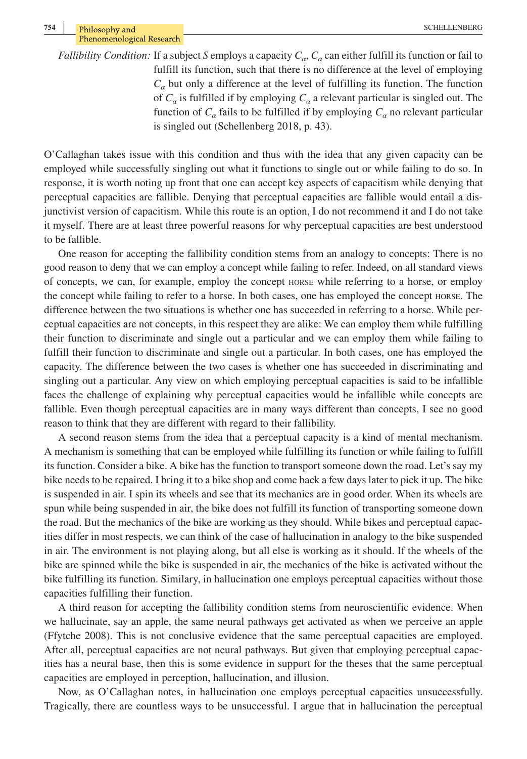*Fallibility Condition:* If a subject *S* employs a capacity $C_\alpha$, $C_\alpha$ can either fulfill its function or fail to fulfill its function, such that there is no difference at the level of employing $C_\alpha$ but only a difference at the level of fulfilling its function. The function of $C_\alpha$ is fulfilled if by employing $C_\alpha$ a relevant particular is singled out. The function of $C_\alpha$ fails to be fulfilled if by employing $C_\alpha$ no relevant particular is singled out (Schellenberg 2018, p. 43).

O'Callaghan takes issue with this condition and thus with the idea that any given capacity can be employed while successfully singling out what it functions to single out or while failing to do so. In response, it is worth noting up front that one can accept key aspects of capacitism while denying that perceptual capacities are fallible. Denying that perceptual capacities are fallible would entail a disjunctivist version of capacitism. While this route is an option, I do not recommend it and I do not take it myself. There are at least three powerful reasons for why perceptual capacities are best understood to be fallible.

One reason for accepting the fallibility condition stems from an analogy to concepts: There is no good reason to deny that we can employ a concept while failing to refer. Indeed, on all standard views of concepts, we can, for example, employ the concept HORSE while referring to a horse, or employ the concept while failing to refer to a horse. In both cases, one has employed the concept HORSE. The difference between the two situations is whether one has succeeded in referring to a horse. While perceptual capacities are not concepts, in this respect they are alike: We can employ them while fulfilling their function to discriminate and single out a particular and we can employ them while failing to fulfill their function to discriminate and single out a particular. In both cases, one has employed the capacity. The difference between the two cases is whether one has succeeded in discriminating and singling out a particular. Any view on which employing perceptual capacities is said to be infallible faces the challenge of explaining why perceptual capacities would be infallible while concepts are fallible. Even though perceptual capacities are in many ways different than concepts, I see no good reason to think that they are different with regard to their fallibility.

A second reason stems from the idea that a perceptual capacity is a kind of mental mechanism. A mechanism is something that can be employed while fulfilling its function or while failing to fulfill its function. Consider a bike. A bike has the function to transport someone down the road. Let's say my bike needs to be repaired. I bring it to a bike shop and come back a few days later to pick it up. The bike is suspended in air. I spin its wheels and see that its mechanics are in good order. When its wheels are spun while being suspended in air, the bike does not fulfill its function of transporting someone down the road. But the mechanics of the bike are working as they should. While bikes and perceptual capacities differ in most respects, we can think of the case of hallucination in analogy to the bike suspended in air. The environment is not playing along, but all else is working as it should. If the wheels of the bike are spinned while the bike is suspended in air, the mechanics of the bike is activated without the bike fulfilling its function. Similary, in hallucination one employs perceptual capacities without those capacities fulfilling their function.

A third reason for accepting the fallibility condition stems from neuroscientific evidence. When we hallucinate, say an apple, the same neural pathways get activated as when we perceive an apple (Ffytche 2008). This is not conclusive evidence that the same perceptual capacities are employed. After all, perceptual capacities are not neural pathways. But given that employing perceptual capacities has a neural base, then this is some evidence in support for the theses that the same perceptual capacities are employed in perception, hallucination, and illusion.

Now, as O'Callaghan notes, in hallucination one employs perceptual capacities unsuccessfully. Tragically, there are countless ways to be unsuccessful. I argue that in hallucination the perceptual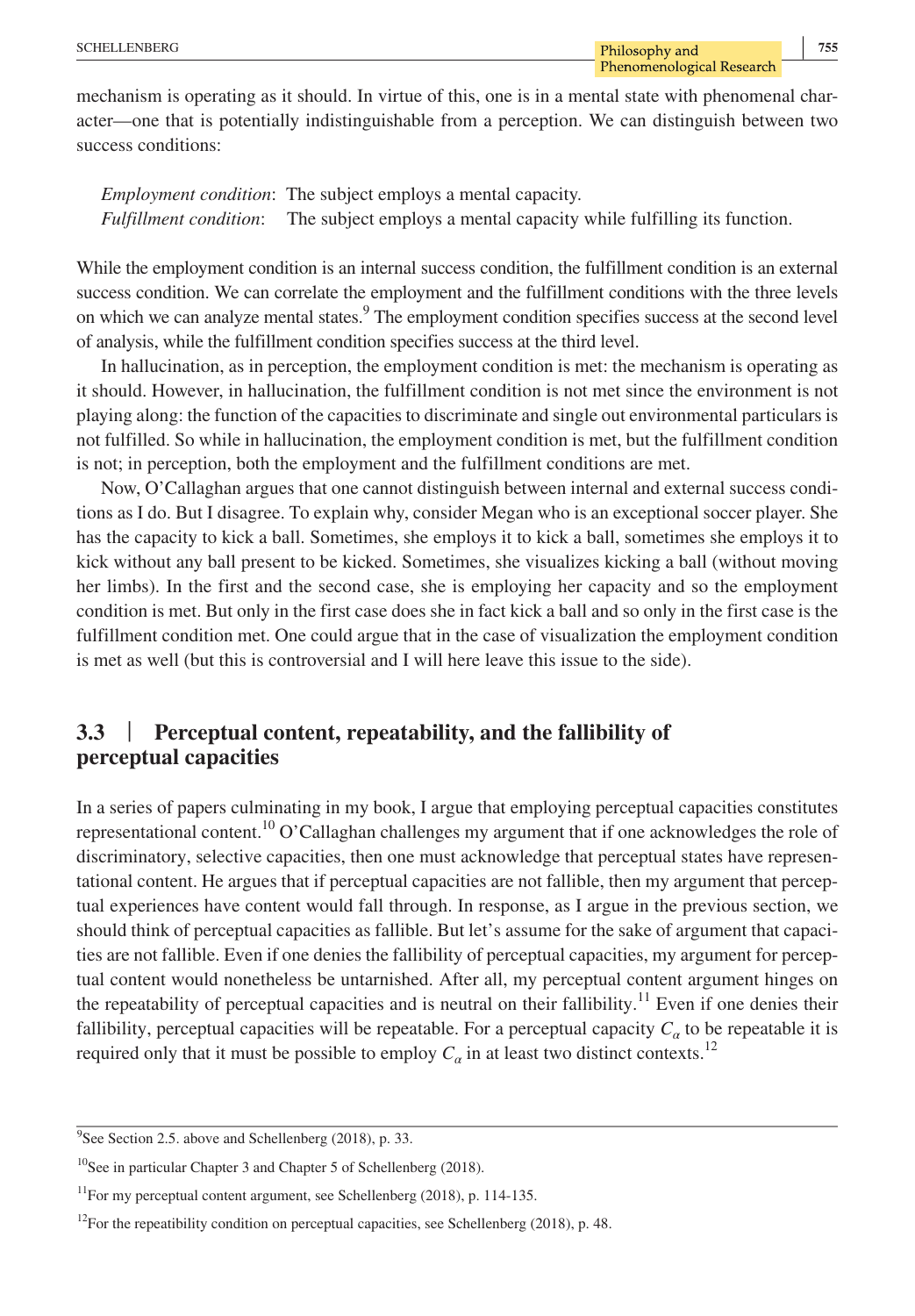mechanism is operating as it should. In virtue of this, one is in a mental state with phenomenal character—one that is potentially indistinguishable from a perception. We can distinguish between two success conditions:

*Employment condition*: The subject employs a mental capacity.
*Fulfillment condition*: The subject employs a mental capacity while fulfilling its function.

While the employment condition is an internal success condition, the fulfillment condition is an external success condition. We can correlate the employment and the fulfillment conditions with the three levels on which we can analyze mental states.[9] The employment condition specifies success at the second level of analysis, while the fulfillment condition specifies success at the third level.

In hallucination, as in perception, the employment condition is met: the mechanism is operating as it should. However, in hallucination, the fulfillment condition is not met since the environment is not playing along: the function of the capacities to discriminate and single out environmental particulars is not fulfilled. So while in hallucination, the employment condition is met, but the fulfillment condition is not; in perception, both the employment and the fulfillment conditions are met.

Now, O'Callaghan argues that one cannot distinguish between internal and external success conditions as I do. But I disagree. To explain why, consider Megan who is an exceptional soccer player. She has the capacity to kick a ball. Sometimes, she employs it to kick a ball, sometimes she employs it to kick without any ball present to be kicked. Sometimes, she visualizes kicking a ball (without moving her limbs). In the first and the second case, she is employing her capacity and so the employment condition is met. But only in the first case does she in fact kick a ball and so only in the first case is the fulfillment condition met. One could argue that in the case of visualization the employment condition is met as well (but this is controversial and I will here leave this issue to the side).

## 3.3 | Perceptual content, repeatability, and the fallibility of perceptual capacities

In a series of papers culminating in my book, I argue that employing perceptual capacities constitutes representational content.[10] O'Callaghan challenges my argument that if one acknowledges the role of discriminatory, selective capacities, then one must acknowledge that perceptual states have representational content. He argues that if perceptual capacities are not fallible, then my argument that perceptual experiences have content would fall through. In response, as I argue in the previous section, we should think of perceptual capacities as fallible. But let's assume for the sake of argument that capacities are not fallible. Even if one denies the fallibility of perceptual capacities, my argument for perceptual content would nonetheless be untarnished. After all, my perceptual content argument hinges on the repeatability of perceptual capacities and is neutral on their fallibility.[11] Even if one denies their fallibility, perceptual capacities will be repeatable. For a perceptual capacity $C_\alpha$ to be repeatable it is required only that it must be possible to employ $C_\alpha$ in at least two distinct contexts.[12]

---

[9]See Section 2.5. above and Schellenberg (2018), p. 33.

[10]See in particular Chapter 3 and Chapter 5 of Schellenberg (2018).

[11]For my perceptual content argument, see Schellenberg (2018), p. 114-135.

[12]For the repeatability condition on perceptual capacities, see Schellenberg (2018), p. 48.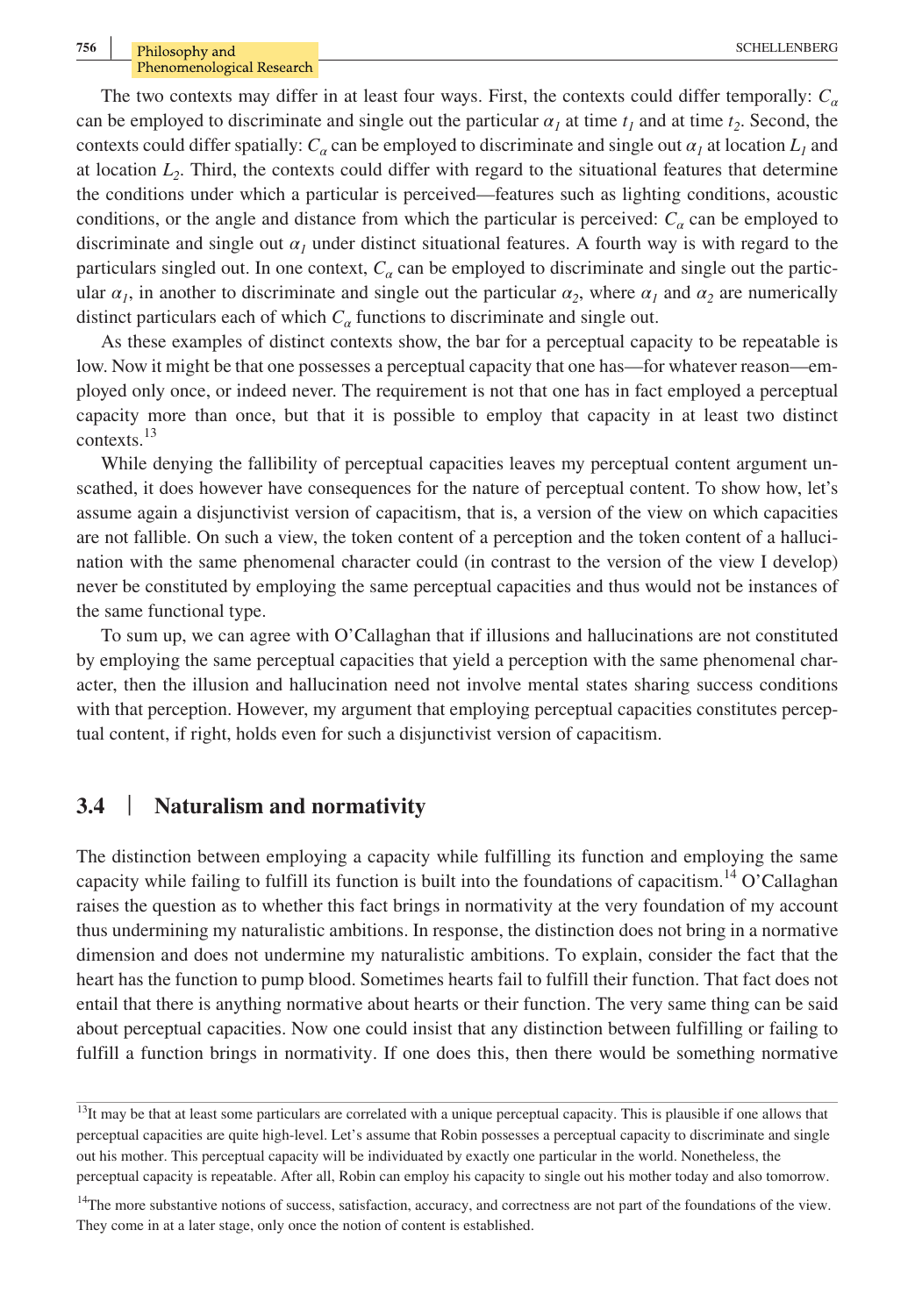The two contexts may differ in at least four ways. First, the contexts could differ temporally: $C_\alpha$ can be employed to discriminate and single out the particular $\alpha_1$ at time $t_1$ and at time $t_2$. Second, the contexts could differ spatially: $C_\alpha$ can be employed to discriminate and single out $\alpha_1$ at location $L_1$ and at location $L_2$. Third, the contexts could differ with regard to the situational features that determine the conditions under which a particular is perceived—features such as lighting conditions, acoustic conditions, or the angle and distance from which the particular is perceived: $C_\alpha$ can be employed to discriminate and single out $\alpha_1$ under distinct situational features. A fourth way is with regard to the particulars singled out. In one context, $C_\alpha$ can be employed to discriminate and single out the particular $\alpha_1$, in another to discriminate and single out the particular $\alpha_2$, where $\alpha_1$ and $\alpha_2$ are numerically distinct particulars each of which $C_\alpha$ functions to discriminate and single out.

As these examples of distinct contexts show, the bar for a perceptual capacity to be repeatable is low. Now it might be that one possesses a perceptual capacity that one has—for whatever reason—employed only once, or indeed never. The requirement is not that one has in fact employed a perceptual capacity more than once, but that it is possible to employ that capacity in at least two distinct contexts.[13]

While denying the fallibility of perceptual capacities leaves my perceptual content argument unscathed, it does however have consequences for the nature of perceptual content. To show how, let's assume again a disjunctivist version of capacitism, that is, a version of the view on which capacities are not fallible. On such a view, the token content of a perception and the token content of a hallucination with the same phenomenal character could (in contrast to the version of the view I develop) never be constituted by employing the same perceptual capacities and thus would not be instances of the same functional type.

To sum up, we can agree with O'Callaghan that if illusions and hallucinations are not constituted by employing the same perceptual capacities that yield a perception with the same phenomenal character, then the illusion and hallucination need not involve mental states sharing success conditions with that perception. However, my argument that employing perceptual capacities constitutes perceptual content, if right, holds even for such a disjunctivist version of capacitism.

### 3.4 | Naturalism and normativity

The distinction between employing a capacity while fulfilling its function and employing the same capacity while failing to fulfill its function is built into the foundations of capacitism.[14] O'Callaghan raises the question as to whether this fact brings in normativity at the very foundation of my account thus undermining my naturalistic ambitions. In response, the distinction does not bring in a normative dimension and does not undermine my naturalistic ambitions. To explain, consider the fact that the heart has the function to pump blood. Sometimes hearts fail to fulfill their function. That fact does not entail that there is anything normative about hearts or their function. The very same thing can be said about perceptual capacities. Now one could insist that any distinction between fulfilling or failing to fulfill a function brings in normativity. If one does this, then there would be something normative

[13]It may be that at least some particulars are correlated with a unique perceptual capacity. This is plausible if one allows that perceptual capacities are quite high-level. Let's assume that Robin possesses a perceptual capacity to discriminate and single out his mother. This perceptual capacity will be individuated by exactly one particular in the world. Nonetheless, the perceptual capacity is repeatable. After all, Robin can employ his capacity to single out his mother today and also tomorrow.

[14]The more substantive notions of success, satisfaction, accuracy, and correctness are not part of the foundations of the view. They come in at a later stage, only once the notion of content is established.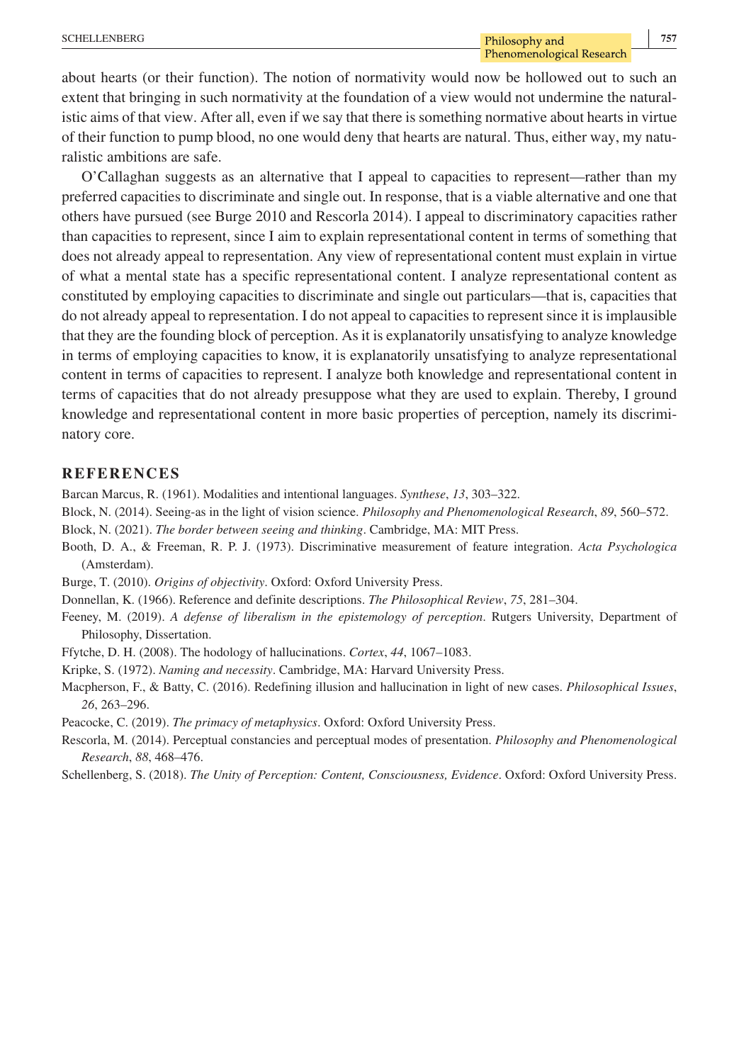about hearts (or their function). The notion of normativity would now be hollowed out to such an extent that bringing in such normativity at the foundation of a view would not undermine the naturalistic aims of that view. After all, even if we say that there is something normative about hearts in virtue of their function to pump blood, no one would deny that hearts are natural. Thus, either way, my naturalistic ambitions are safe.

O'Callaghan suggests as an alternative that I appeal to capacities to represent—rather than my preferred capacities to discriminate and single out. In response, that is a viable alternative and one that others have pursued (see Burge 2010 and Rescorla 2014). I appeal to discriminatory capacities rather than capacities to represent, since I aim to explain representational content in terms of something that does not already appeal to representation. Any view of representational content must explain in virtue of what a mental state has a specific representational content. I analyze representational content as constituted by employing capacities to discriminate and single out particulars—that is, capacities that do not already appeal to representation. I do not appeal to capacities to represent since it is implausible that they are the founding block of perception. As it is explanatorily unsatisfying to analyze knowledge in terms of employing capacities to know, it is explanatorily unsatisfying to analyze representational content in terms of capacities to represent. I analyze both knowledge and representational content in terms of capacities that do not already presuppose what they are used to explain. Thereby, I ground knowledge and representational content in more basic properties of perception, namely its discriminatory core.

## REFERENCES

Barcan Marcus, R. (1961). Modalities and intentional languages. *Synthese*, *13*, 303–322.

Block, N. (2014). Seeing-as in the light of vision science. *Philosophy and Phenomenological Research*, *89*, 560–572.

Block, N. (2021). *The border between seeing and thinking*. Cambridge, MA: MIT Press.

Booth, D. A., & Freeman, R. P. J. (1973). Discriminative measurement of feature integration. *Acta Psychologica* (Amsterdam).

Burge, T. (2010). *Origins of objectivity*. Oxford: Oxford University Press.

Donnellan, K. (1966). Reference and definite descriptions. *The Philosophical Review*, *75*, 281–304.

Feeney, M. (2019). *A defense of liberalism in the epistemology of perception*. Rutgers University, Department of Philosophy, Dissertation.

Ffytche, D. H. (2008). The hodology of hallucinations. *Cortex*, *44*, 1067–1083.

Kripke, S. (1972). *Naming and necessity*. Cambridge, MA: Harvard University Press.

Macpherson, F., & Batty, C. (2016). Redefining illusion and hallucination in light of new cases. *Philosophical Issues*, *26*, 263–296.

Peacocke, C. (2019). *The primacy of metaphysics*. Oxford: Oxford University Press.

Rescorla, M. (2014). Perceptual constancies and perceptual modes of presentation. *Philosophy and Phenomenological Research*, *88*, 468–476.

Schellenberg, S. (2018). *The Unity of Perception: Content, Consciousness, Evidence*. Oxford: Oxford University Press.